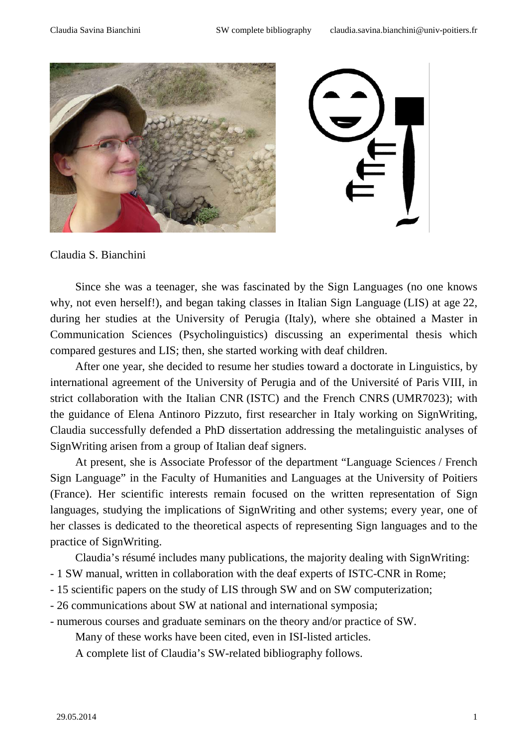Claudia S. Bianchini

Since she was a teenager, she was fascinated by the Sign Languages (no one knows why, not even herself!), and began taking classes in Italian Sign Language (LIS) at age 22, during her studies at the University of Perugia (Italy), where she obtained a Master in Communication Sciences (Psycholinguistics) discussing an experimental thesis which compared gestures and LIS; then, she started working with deaf children.

After one year, she decided to resume her studies toward a doctorate in Linguistics, by international agreement of the University of Perugia and of the Université of Paris VIII, in strict collaboration with the Italian CNR (ISTC) and the French CNRS (UMR7023); with the guidance of Elena Antinoro Pizzuto, first researcher in Italy working on SignWriting, Claudia successfully defended a PhD dissertation addressing the metalinguistic analyses of SignWriting arisen from a group of Italian deaf signers.

At present, she is Associate Professor of the department "Language Sciences / French Sign Language" in the Faculty of Humanities and Languages at the University of Poitiers (France). Her scientific interests remain focused on the written representation of Sign languages, studying the implications of SignWriting and other systems; every year, one of her classes is dedicated to the theoretical aspects of representing Sign languages and to the practice of SignWriting.

Claudia's résumé includes many publications, the majority dealing with SignWriting:

- 1 SW manual, written in collaboration with the deaf experts of ISTC-CNR in Rome;
- 15 scientific papers on the study of LIS through SW and on SW computerization;
- 26 communications about SW at national and international symposia;
- numerous courses and graduate seminars on the theory and/or practice of SW.

Many of these works have been cited, even in ISI-listed articles.

A complete list of Claudia's SW-related bibliography follows.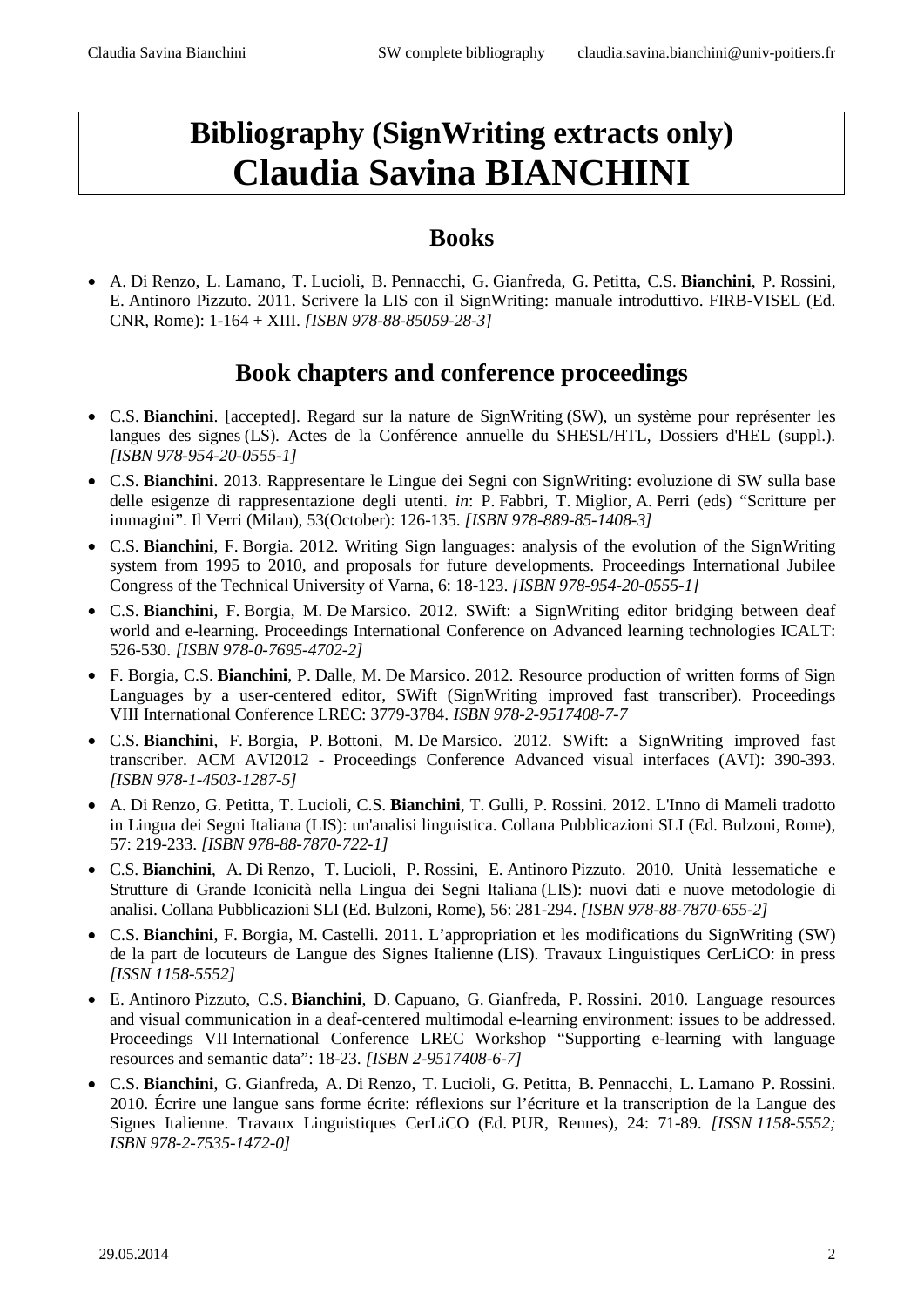# Bibliography (SignWriting extracts only)
# Claudia Savina BIANCHINI

## Books

- A. Di Renzo, L. Lamano, T. Lucioli, B. Pennacchi, G. Gianfreda, G. Petitta, C.S. **Bianchini**, P. Rossini, E. Antinoro Pizzuto. 2011. Scrivere la LIS con il SignWriting: manuale introduttivo. FIRB-VISEL (Ed. CNR, Rome): 1-164 + XIII. *[ISBN 978-88-85059-28-3]*

## Book chapters and conference proceedings

- C.S. **Bianchini**. [accepted]. Regard sur la nature de SignWriting (SW), un système pour représenter les langues des signes (LS). Actes de la Conférence annuelle du SHESL/HTL, Dossiers d'HEL (suppl.). *[ISBN 978-954-20-0555-1]*
- C.S. **Bianchini**. 2013. Rappresentare le Lingue dei Segni con SignWriting: evoluzione di SW sulla base delle esigenze di rappresentazione degli utenti. *in*: P. Fabbri, T. Miglior, A. Perri (eds) "Scritture per immagini". Il Verri (Milan), 53(October): 126-135. *[ISBN 978-889-85-1408-3]*
- C.S. **Bianchini**, F. Borgia. 2012. Writing Sign languages: analysis of the evolution of the SignWriting system from 1995 to 2010, and proposals for future developments. Proceedings International Jubilee Congress of the Technical University of Varna, 6: 18-123. *[ISBN 978-954-20-0555-1]*
- C.S. **Bianchini**, F. Borgia, M. De Marsico. 2012. SWift: a SignWriting editor bridging between deaf world and e-learning. Proceedings International Conference on Advanced learning technologies ICALT: 526-530. *[ISBN 978-0-7695-4702-2]*
- F. Borgia, C.S. **Bianchini**, P. Dalle, M. De Marsico. 2012. Resource production of written forms of Sign Languages by a user-centered editor, SWift (SignWriting improved fast transcriber). Proceedings VIII International Conference LREC: 3779-3784. *ISBN 978-2-9517408-7-7*
- C.S. **Bianchini**, F. Borgia, P. Bottoni, M. De Marsico. 2012. SWift: a SignWriting improved fast transcriber. ACM AVI2012 - Proceedings Conference Advanced visual interfaces (AVI): 390-393. *[ISBN 978-1-4503-1287-5]*
- A. Di Renzo, G. Petitta, T. Lucioli, C.S. **Bianchini**, T. Gulli, P. Rossini. 2012. L'Inno di Mameli tradotto in Lingua dei Segni Italiana (LIS): un'analisi linguistica. Collana Pubblicazioni SLI (Ed. Bulzoni, Rome), 57: 219-233. *[ISBN 978-88-7870-722-1]*
- C.S. **Bianchini**, A. Di Renzo, T. Lucioli, P. Rossini, E. Antinoro Pizzuto. 2010. Unità lessematiche e Strutture di Grande Iconicità nella Lingua dei Segni Italiana (LIS): nuovi dati e nuove metodologie di analisi. Collana Pubblicazioni SLI (Ed. Bulzoni, Rome), 56: 281-294. *[ISBN 978-88-7870-655-2]*
- C.S. **Bianchini**, F. Borgia, M. Castelli. 2011. L'appropriation et les modifications du SignWriting (SW) de la part de locuteurs de Langue des Signes Italienne (LIS). Travaux Linguistiques CerLiCO: in press *[ISSN 1158-5552]*
- E. Antinoro Pizzuto, C.S. **Bianchini**, D. Capuano, G. Gianfreda, P. Rossini. 2010. Language resources and visual communication in a deaf-centered multimodal e-learning environment: issues to be addressed. Proceedings VII International Conference LREC Workshop "Supporting e-learning with language resources and semantic data": 18-23. *[ISBN 2-9517408-6-7]*
- C.S. **Bianchini**, G. Gianfreda, A. Di Renzo, T. Lucioli, G. Petitta, B. Pennacchi, L. Lamano P. Rossini. 2010. Écrire une langue sans forme écrite: réflexions sur l'écriture et la transcription de la Langue des Signes Italienne. Travaux Linguistiques CerLiCO (Ed. PUR, Rennes), 24: 71-89. *[ISSN 1158-5552; ISBN 978-2-7535-1472-0]*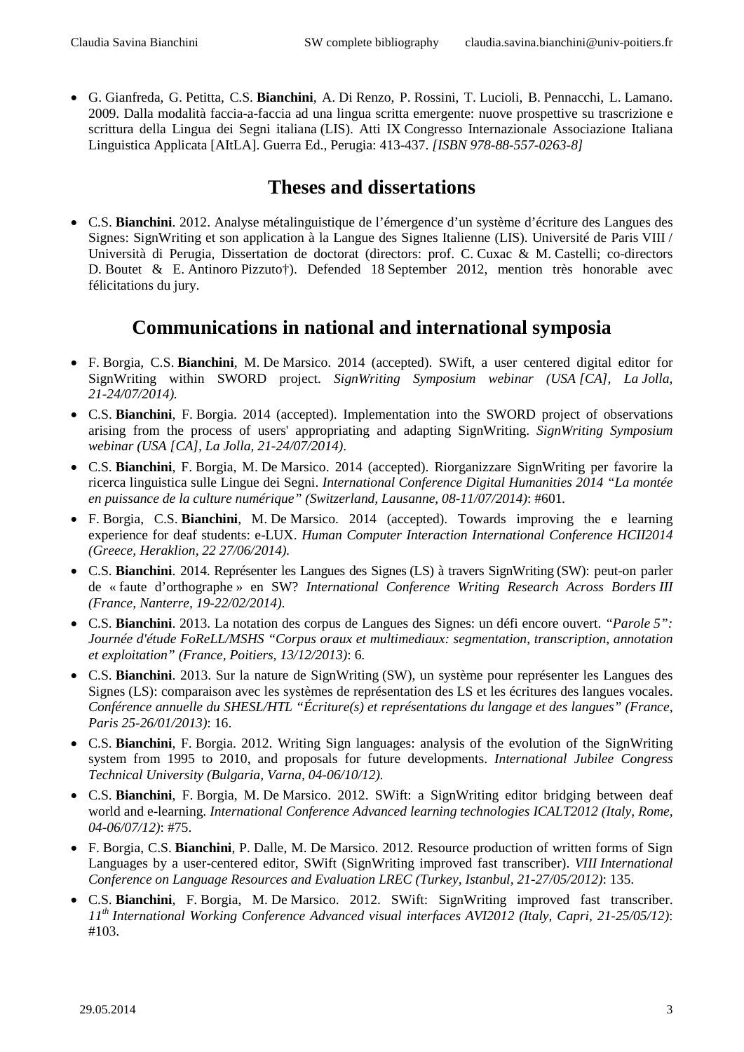- G. Gianfreda, G. Petitta, C.S. **Bianchini**, A. Di Renzo, P. Rossini, T. Lucioli, B. Pennacchi, L. Lamano. 2009. Dalla modalità faccia-a-faccia ad una lingua scritta emergente: nuove prospettive su trascrizione e scrittura della Lingua dei Segni italiana (LIS). Atti IX Congresso Internazionale Associazione Italiana Linguistica Applicata [AItLA]. Guerra Ed., Perugia: 413-437. *[ISBN 978-88-557-0263-8]*

## Theses and dissertations

- C.S. **Bianchini**. 2012. Analyse métalinguistique de l'émergence d'un système d'écriture des Langues des Signes: SignWriting et son application à la Langue des Signes Italienne (LIS). Université de Paris VIII / Università di Perugia, Dissertation de doctorat (directors: prof. C. Cuxac & M. Castelli; co-directors D. Boutet & E. Antinoro Pizzuto†). Defended 18 September 2012, mention très honorable avec félicitations du jury.

## Communications in national and international symposia

- F. Borgia, C.S. **Bianchini**, M. De Marsico. 2014 (accepted). SWift, a user centered digital editor for SignWriting within SWORD project. *SignWriting Symposium webinar (USA [CA], La Jolla, 21-24/07/2014).*
- C.S. **Bianchini**, F. Borgia. 2014 (accepted). Implementation into the SWORD project of observations arising from the process of users' appropriating and adapting SignWriting. *SignWriting Symposium webinar (USA [CA], La Jolla, 21-24/07/2014).*
- C.S. **Bianchini**, F. Borgia, M. De Marsico. 2014 (accepted). Riorganizzare SignWriting per favorire la ricerca linguistica sulle Lingue dei Segni. *International Conference Digital Humanities 2014 "La montée en puissance de la culture numérique" (Switzerland, Lausanne, 08-11/07/2014)*: #601.
- F. Borgia, C.S. **Bianchini**, M. De Marsico. 2014 (accepted). Towards improving the e learning experience for deaf students: e-LUX. *Human Computer Interaction International Conference HCII2014 (Greece, Heraklion, 22 27/06/2014).*
- C.S. **Bianchini**. 2014. Représenter les Langues des Signes (LS) à travers SignWriting (SW): peut-on parler de « faute d'orthographe » en SW? *International Conference Writing Research Across Borders III (France, Nanterre, 19-22/02/2014).*
- C.S. **Bianchini**. 2013. La notation des corpus de Langues des Signes: un défi encore ouvert. *"Parole 5": Journée d'étude FoReLL/MSHS "Corpus oraux et multimediaux: segmentation, transcription, annotation et exploitation" (France, Poitiers, 13/12/2013)*: 6.
- C.S. **Bianchini**. 2013. Sur la nature de SignWriting (SW), un système pour représenter les Langues des Signes (LS): comparaison avec les systèmes de représentation des LS et les écritures des langues vocales. *Conférence annuelle du SHESL/HTL "Écriture(s) et représentations du langage et des langues" (France, Paris 25-26/01/2013)*: 16.
- C.S. **Bianchini**, F. Borgia. 2012. Writing Sign languages: analysis of the evolution of the SignWriting system from 1995 to 2010, and proposals for future developments. *International Jubilee Congress Technical University (Bulgaria, Varna, 04-06/10/12).*
- C.S. **Bianchini**, F. Borgia, M. De Marsico. 2012. SWift: a SignWriting editor bridging between deaf world and e-learning. *International Conference Advanced learning technologies ICALT2012 (Italy, Rome, 04-06/07/12)*: #75.
- F. Borgia, C.S. **Bianchini**, P. Dalle, M. De Marsico. 2012. Resource production of written forms of Sign Languages by a user-centered editor, SWift (SignWriting improved fast transcriber). *VIII International Conference on Language Resources and Evaluation LREC (Turkey, Istanbul, 21-27/05/2012)*: 135.
- C.S. **Bianchini**, F. Borgia, M. De Marsico. 2012. SWift: SignWriting improved fast transcriber. *11th International Working Conference Advanced visual interfaces AVI2012 (Italy, Capri, 21-25/05/12)*: #103.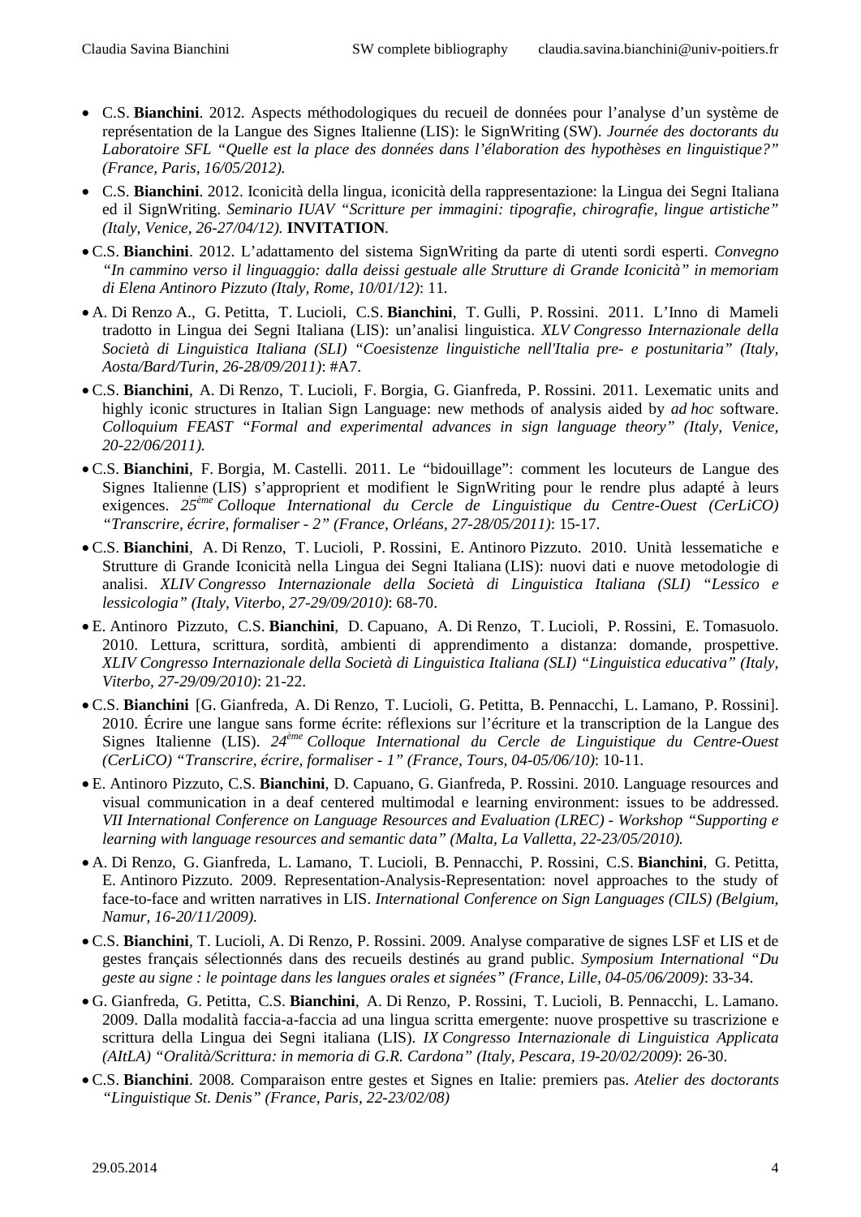- C.S. **Bianchini**. 2012. Aspects méthodologiques du recueil de données pour l'analyse d'un système de représentation de la Langue des Signes Italienne (LIS): le SignWriting (SW). *Journée des doctorants du Laboratoire SFL "Quelle est la place des données dans l'élaboration des hypothèses en linguistique?" (France, Paris, 16/05/2012).*
- C.S. **Bianchini**. 2012. Iconicità della lingua, iconicità della rappresentazione: la Lingua dei Segni Italiana ed il SignWriting. *Seminario IUAV "Scritture per immagini: tipografie, chirografie, lingue artistiche" (Italy, Venice, 26-27/04/12).* **INVITATION**.
- C.S. **Bianchini**. 2012. L'adattamento del sistema SignWriting da parte di utenti sordi esperti. *Convegno "In cammino verso il linguaggio: dalla deissi gestuale alle Strutture di Grande Iconicità" in memoriam di Elena Antinoro Pizzuto (Italy, Rome, 10/01/12)*: 11.
- A. Di Renzo A., G. Petitta, T. Lucioli, C.S. **Bianchini**, T. Gulli, P. Rossini. 2011. L'Inno di Mameli tradotto in Lingua dei Segni Italiana (LIS): un'analisi linguistica. *XLV Congresso Internazionale della Società di Linguistica Italiana (SLI) "Coesistenze linguistiche nell'Italia pre- e postunitaria" (Italy, Aosta/Bard/Turin, 26-28/09/2011)*: #A7.
- C.S. **Bianchini**, A. Di Renzo, T. Lucioli, F. Borgia, G. Gianfreda, P. Rossini. 2011. Lexematic units and highly iconic structures in Italian Sign Language: new methods of analysis aided by *ad hoc* software. *Colloquium FEAST "Formal and experimental advances in sign language theory" (Italy, Venice, 20-22/06/2011).*
- C.S. **Bianchini**, F. Borgia, M. Castelli. 2011. Le "bidouillage": comment les locuteurs de Langue des Signes Italienne (LIS) s'approprient et modifient le SignWriting pour le rendre plus adapté à leurs exigences. *25ème Colloque International du Cercle de Linguistique du Centre-Ouest (CerLiCO) "Transcrire, écrire, formaliser - 2" (France, Orléans, 27-28/05/2011)*: 15-17.
- C.S. **Bianchini**, A. Di Renzo, T. Lucioli, P. Rossini, E. Antinoro Pizzuto. 2010. Unità lessematiche e Strutture di Grande Iconicità nella Lingua dei Segni Italiana (LIS): nuovi dati e nuove metodologie di analisi. *XLIV Congresso Internazionale della Società di Linguistica Italiana (SLI) "Lessico e lessicologia" (Italy, Viterbo, 27-29/09/2010)*: 68-70.
- E. Antinoro Pizzuto, C.S. **Bianchini**, D. Capuano, A. Di Renzo, T. Lucioli, P. Rossini, E. Tomasuolo. 2010. Lettura, scrittura, sordità, ambienti di apprendimento a distanza: domande, prospettive. *XLIV Congresso Internazionale della Società di Linguistica Italiana (SLI) "Linguistica educativa" (Italy, Viterbo, 27-29/09/2010)*: 21-22.
- C.S. **Bianchini** [G. Gianfreda, A. Di Renzo, T. Lucioli, G. Petitta, B. Pennacchi, L. Lamano, P. Rossini]. 2010. Écrire une langue sans forme écrite: réflexions sur l'écriture et la transcription de la Langue des Signes Italienne (LIS). *24ème Colloque International du Cercle de Linguistique du Centre-Ouest (CerLiCO) "Transcrire, écrire, formaliser - 1" (France, Tours, 04-05/06/10)*: 10-11.
- E. Antinoro Pizzuto, C.S. **Bianchini**, D. Capuano, G. Gianfreda, P. Rossini. 2010. Language resources and visual communication in a deaf centered multimodal e learning environment: issues to be addressed. *VII International Conference on Language Resources and Evaluation (LREC) - Workshop "Supporting e learning with language resources and semantic data" (Malta, La Valletta, 22-23/05/2010).*
- A. Di Renzo, G. Gianfreda, L. Lamano, T. Lucioli, B. Pennacchi, P. Rossini, C.S. **Bianchini**, G. Petitta, E. Antinoro Pizzuto. 2009. Representation-Analysis-Representation: novel approaches to the study of face-to-face and written narratives in LIS. *International Conference on Sign Languages (CILS) (Belgium, Namur, 16-20/11/2009).*
- C.S. **Bianchini**, T. Lucioli, A. Di Renzo, P. Rossini. 2009. Analyse comparative de signes LSF et LIS et de gestes français sélectionnés dans des recueils destinés au grand public. *Symposium International "Du geste au signe : le pointage dans les langues orales et signées" (France, Lille, 04-05/06/2009)*: 33-34.
- G. Gianfreda, G. Petitta, C.S. **Bianchini**, A. Di Renzo, P. Rossini, T. Lucioli, B. Pennacchi, L. Lamano. 2009. Dalla modalità faccia-a-faccia ad una lingua scritta emergente: nuove prospettive su trascrizione e scrittura della Lingua dei Segni italiana (LIS). *IX Congresso Internazionale di Linguistica Applicata (AItLA) "Oralità/Scrittura: in memoria di G.R. Cardona" (Italy, Pescara, 19-20/02/2009)*: 26-30.
- C.S. **Bianchini**. 2008. Comparaison entre gestes et Signes en Italie: premiers pas. *Atelier des doctorants "Linguistique St. Denis" (France, Paris, 22-23/02/08)*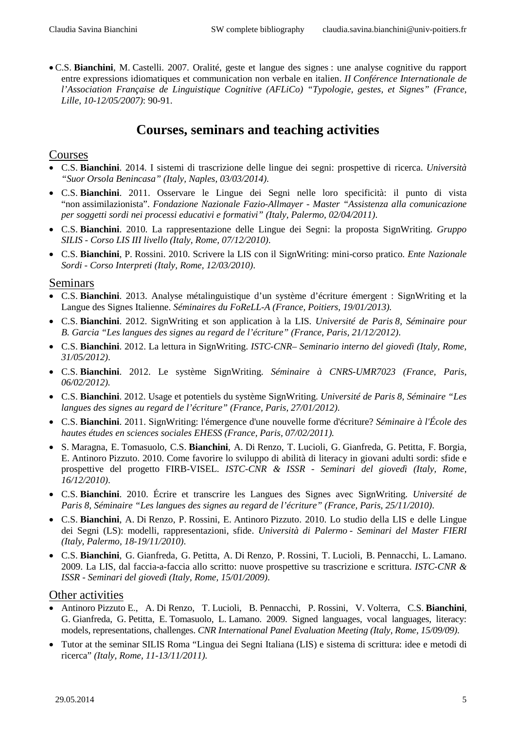- C.S. **Bianchini**, M. Castelli. 2007. Oralité, geste et langue des signes : une analyse cognitive du rapport entre expressions idiomatiques et communication non verbale en italien. *II Conférence Internationale de l'Association Française de Linguistique Cognitive (AFLiCo) "Typologie, gestes, et Signes" (France, Lille, 10-12/05/2007)*: 90-91.

# Courses, seminars and teaching activities

## Courses

- C.S. **Bianchini**. 2014. I sistemi di trascrizione delle lingue dei segni: prospettive di ricerca. *Università "Suor Orsola Benincasa" (Italy, Naples, 03/03/2014)*.
- C.S. **Bianchini**. 2011. Osservare le Lingue dei Segni nelle loro specificità: il punto di vista "non assimilazionista". *Fondazione Nazionale Fazio-Allmayer - Master "Assistenza alla comunicazione per soggetti sordi nei processi educativi e formativi" (Italy, Palermo, 02/04/2011)*.
- C.S. **Bianchini**. 2010. La rappresentazione delle Lingue dei Segni: la proposta SignWriting. *Gruppo SILIS - Corso LIS III livello (Italy, Rome, 07/12/2010)*.
- C.S. **Bianchini**, P. Rossini. 2010. Scrivere la LIS con il SignWriting: mini-corso pratico. *Ente Nazionale Sordi - Corso Interpreti (Italy, Rome, 12/03/2010)*.

## Seminars

- C.S. **Bianchini**. 2013. Analyse métalinguistique d'un système d'écriture émergent : SignWriting et la Langue des Signes Italienne. *Séminaires du FoReLL-A (France, Poitiers, 19/01/2013).*
- C.S. **Bianchini**. 2012. SignWriting et son application à la LIS. *Université de Paris 8, Séminaire pour B. Garcia "Les langues des signes au regard de l'écriture" (France, Paris, 21/12/2012)*.
- C.S. **Bianchini**. 2012. La lettura in SignWriting. *ISTC-CNR– Seminario interno del giovedì (Italy, Rome, 31/05/2012)*.
- C.S. **Bianchini**. 2012. Le système SignWriting. *Séminaire à CNRS-UMR7023 (France, Paris, 06/02/2012).*
- C.S. **Bianchini**. 2012. Usage et potentiels du système SignWriting. *Université de Paris 8, Séminaire "Les langues des signes au regard de l'écriture" (France, Paris, 27/01/2012)*.
- C.S. **Bianchini**. 2011. SignWriting: l'émergence d'une nouvelle forme d'écriture? *Séminaire à l'École des hautes études en sciences sociales EHESS (France, Paris, 07/02/2011).*
- S. Maragna, E. Tomasuolo, C.S. **Bianchini**, A. Di Renzo, T. Lucioli, G. Gianfreda, G. Petitta, F. Borgia, E. Antinoro Pizzuto. 2010. Come favorire lo sviluppo di abilità di literacy in giovani adulti sordi: sfide e prospettive del progetto FIRB-VISEL. *ISTC-CNR & ISSR - Seminari del giovedì (Italy, Rome, 16/12/2010)*.
- C.S. **Bianchini**. 2010. Écrire et transcrire les Langues des Signes avec SignWriting. *Université de Paris 8, Séminaire "Les langues des signes au regard de l'écriture" (France, Paris, 25/11/2010)*.
- C.S. **Bianchini**, A. Di Renzo, P. Rossini, E. Antinoro Pizzuto. 2010. Lo studio della LIS e delle Lingue dei Segni (LS): modelli, rappresentazioni, sfide. *Università di Palermo - Seminari del Master FIERI (Italy, Palermo, 18-19/11/2010)*.
- C.S. **Bianchini**, G. Gianfreda, G. Petitta, A. Di Renzo, P. Rossini, T. Lucioli, B. Pennacchi, L. Lamano. 2009. La LIS, dal faccia-a-faccia allo scritto: nuove prospettive su trascrizione e scrittura. *ISTC-CNR & ISSR - Seminari del giovedì (Italy, Rome, 15/01/2009)*.

## Other activities

- Antinoro Pizzuto E., A. Di Renzo, T. Lucioli, B. Pennacchi, P. Rossini, V. Volterra, C.S. **Bianchini**, G. Gianfreda, G. Petitta, E. Tomasuolo, L. Lamano. 2009. Signed languages, vocal languages, literacy: models, representations, challenges. *CNR International Panel Evaluation Meeting (Italy, Rome, 15/09/09)*.
- Tutor at the seminar SILIS Roma "Lingua dei Segni Italiana (LIS) e sistema di scrittura: idee e metodi di ricerca" *(Italy, Rome, 11-13/11/2011).*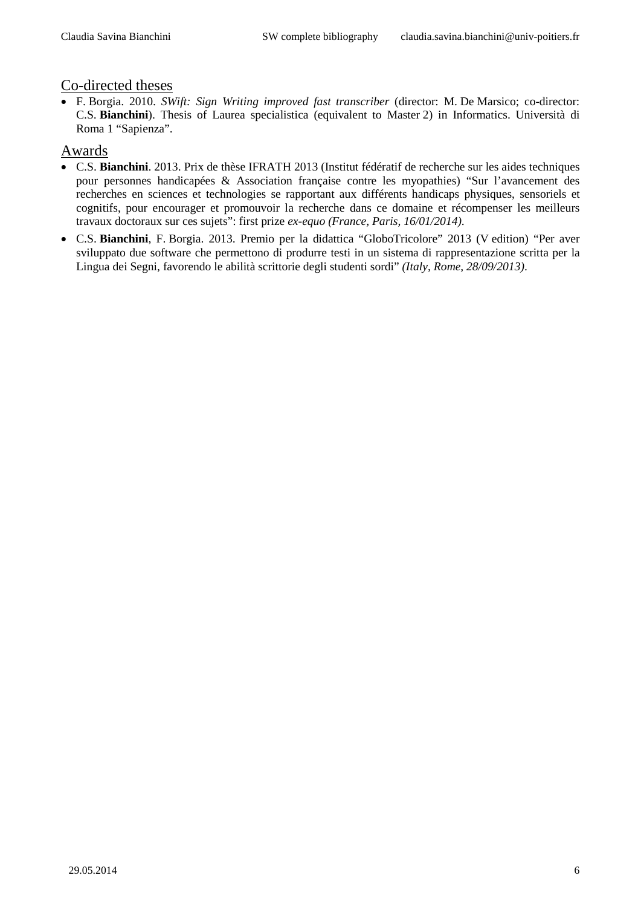## Co-directed theses

- F. Borgia. 2010. *SWift: Sign Writing improved fast transcriber* (director: M. De Marsico; co-director: C.S. **Bianchini**). Thesis of Laurea specialistica (equivalent to Master 2) in Informatics. Università di Roma 1 "Sapienza".

## Awards

- C.S. **Bianchini**. 2013. Prix de thèse IFRATH 2013 (Institut fédératif de recherche sur les aides techniques pour personnes handicapées & Association française contre les myopathies) "Sur l'avancement des recherches en sciences et technologies se rapportant aux différents handicaps physiques, sensoriels et cognitifs, pour encourager et promouvoir la recherche dans ce domaine et récompenser les meilleurs travaux doctoraux sur ces sujets": first prize *ex-equo (France, Paris, 16/01/2014)*.
- C.S. **Bianchini**, F. Borgia. 2013. Premio per la didattica "GloboTricolore" 2013 (V edition) "Per aver sviluppato due software che permettono di produrre testi in un sistema di rappresentazione scritta per la Lingua dei Segni, favorendo le abilità scrittorie degli studenti sordi" *(Italy, Rome, 28/09/2013)*.